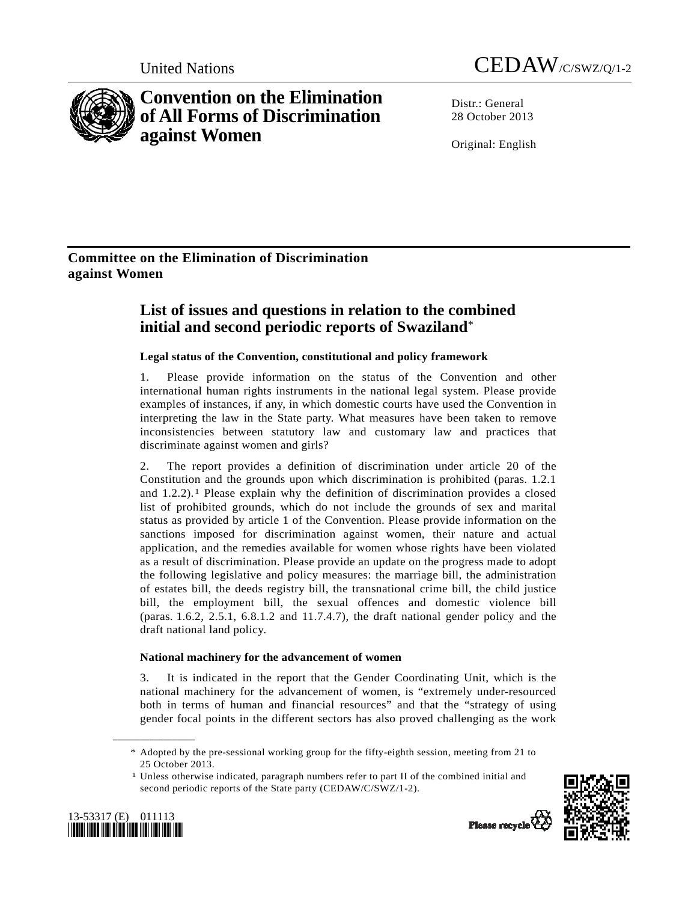United Nations CEDAW/C/SWZ/Q/1-2

# Convention on the Elimination of All Forms of Discrimination against Women

Distr.: General
28 October 2013

Original: English

## Committee on the Elimination of Discrimination against Women

# List of issues and questions in relation to the combined initial and second periodic reports of Swaziland*

### Legal status of the Convention, constitutional and policy framework

1. Please provide information on the status of the Convention and other international human rights instruments in the national legal system. Please provide examples of instances, if any, in which domestic courts have used the Convention in interpreting the law in the State party. What measures have been taken to remove inconsistencies between statutory law and customary law and practices that discriminate against women and girls?

2. The report provides a definition of discrimination under article 20 of the Constitution and the grounds upon which discrimination is prohibited (paras. 1.2.1 and 1.2.2).[1] Please explain why the definition of discrimination provides a closed list of prohibited grounds, which do not include the grounds of sex and marital status as provided by article 1 of the Convention. Please provide information on the sanctions imposed for discrimination against women, their nature and actual application, and the remedies available for women whose rights have been violated as a result of discrimination. Please provide an update on the progress made to adopt the following legislative and policy measures: the marriage bill, the administration of estates bill, the deeds registry bill, the transnational crime bill, the child justice bill, the employment bill, the sexual offences and domestic violence bill (paras. 1.6.2, 2.5.1, 6.8.1.2 and 11.7.4.7), the draft national gender policy and the draft national land policy.

### National machinery for the advancement of women

3. It is indicated in the report that the Gender Coordinating Unit, which is the national machinery for the advancement of women, is "extremely under-resourced both in terms of human and financial resources" and that the "strategy of using gender focal points in the different sectors has also proved challenging as the work

---

\* Adopted by the pre-sessional working group for the fifty-eighth session, meeting from 21 to 25 October 2013.

[1] Unless otherwise indicated, paragraph numbers refer to part II of the combined initial and second periodic reports of the State party (CEDAW/C/SWZ/1-2).

13-53317 (E) 011113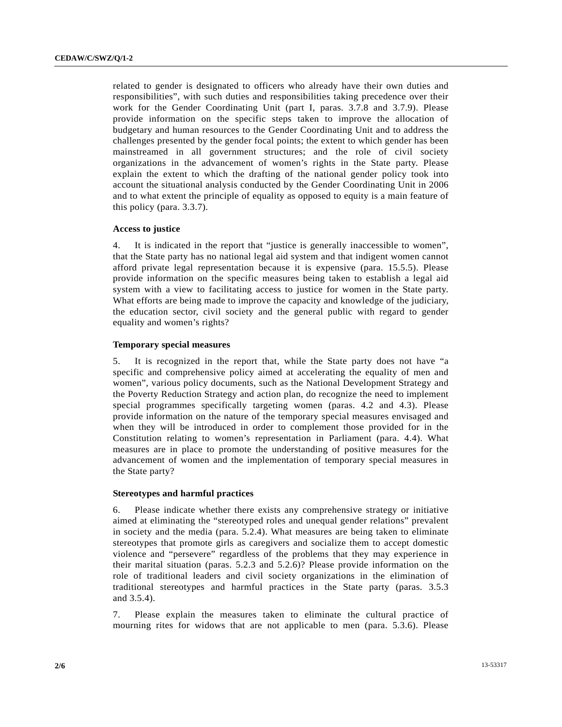related to gender is designated to officers who already have their own duties and responsibilities", with such duties and responsibilities taking precedence over their work for the Gender Coordinating Unit (part I, paras. 3.7.8 and 3.7.9). Please provide information on the specific steps taken to improve the allocation of budgetary and human resources to the Gender Coordinating Unit and to address the challenges presented by the gender focal points; the extent to which gender has been mainstreamed in all government structures; and the role of civil society organizations in the advancement of women's rights in the State party. Please explain the extent to which the drafting of the national gender policy took into account the situational analysis conducted by the Gender Coordinating Unit in 2006 and to what extent the principle of equality as opposed to equity is a main feature of this policy (para. 3.3.7).

### Access to justice

4. It is indicated in the report that "justice is generally inaccessible to women", that the State party has no national legal aid system and that indigent women cannot afford private legal representation because it is expensive (para. 15.5.5). Please provide information on the specific measures being taken to establish a legal aid system with a view to facilitating access to justice for women in the State party. What efforts are being made to improve the capacity and knowledge of the judiciary, the education sector, civil society and the general public with regard to gender equality and women's rights?

### Temporary special measures

5. It is recognized in the report that, while the State party does not have "a specific and comprehensive policy aimed at accelerating the equality of men and women", various policy documents, such as the National Development Strategy and the Poverty Reduction Strategy and action plan, do recognize the need to implement special programmes specifically targeting women (paras. 4.2 and 4.3). Please provide information on the nature of the temporary special measures envisaged and when they will be introduced in order to complement those provided for in the Constitution relating to women's representation in Parliament (para. 4.4). What measures are in place to promote the understanding of positive measures for the advancement of women and the implementation of temporary special measures in the State party?

### Stereotypes and harmful practices

6. Please indicate whether there exists any comprehensive strategy or initiative aimed at eliminating the "stereotyped roles and unequal gender relations" prevalent in society and the media (para. 5.2.4). What measures are being taken to eliminate stereotypes that promote girls as caregivers and socialize them to accept domestic violence and "persevere" regardless of the problems that they may experience in their marital situation (paras. 5.2.3 and 5.2.6)? Please provide information on the role of traditional leaders and civil society organizations in the elimination of traditional stereotypes and harmful practices in the State party (paras. 3.5.3 and 3.5.4).

7. Please explain the measures taken to eliminate the cultural practice of mourning rites for widows that are not applicable to men (para. 5.3.6). Please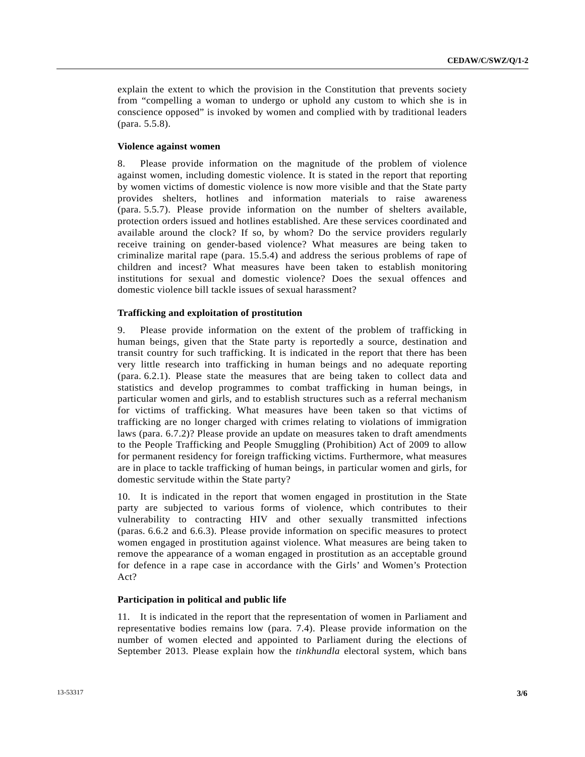explain the extent to which the provision in the Constitution that prevents society from "compelling a woman to undergo or uphold any custom to which she is in conscience opposed" is invoked by women and complied with by traditional leaders (para. 5.5.8).

**Violence against women**

8. Please provide information on the magnitude of the problem of violence against women, including domestic violence. It is stated in the report that reporting by women victims of domestic violence is now more visible and that the State party provides shelters, hotlines and information materials to raise awareness (para. 5.5.7). Please provide information on the number of shelters available, protection orders issued and hotlines established. Are these services coordinated and available around the clock? If so, by whom? Do the service providers regularly receive training on gender-based violence? What measures are being taken to criminalize marital rape (para. 15.5.4) and address the serious problems of rape of children and incest? What measures have been taken to establish monitoring institutions for sexual and domestic violence? Does the sexual offences and domestic violence bill tackle issues of sexual harassment?

**Trafficking and exploitation of prostitution**

9. Please provide information on the extent of the problem of trafficking in human beings, given that the State party is reportedly a source, destination and transit country for such trafficking. It is indicated in the report that there has been very little research into trafficking in human beings and no adequate reporting (para. 6.2.1). Please state the measures that are being taken to collect data and statistics and develop programmes to combat trafficking in human beings, in particular women and girls, and to establish structures such as a referral mechanism for victims of trafficking. What measures have been taken so that victims of trafficking are no longer charged with crimes relating to violations of immigration laws (para. 6.7.2)? Please provide an update on measures taken to draft amendments to the People Trafficking and People Smuggling (Prohibition) Act of 2009 to allow for permanent residency for foreign trafficking victims. Furthermore, what measures are in place to tackle trafficking of human beings, in particular women and girls, for domestic servitude within the State party?

10. It is indicated in the report that women engaged in prostitution in the State party are subjected to various forms of violence, which contributes to their vulnerability to contracting HIV and other sexually transmitted infections (paras. 6.6.2 and 6.6.3). Please provide information on specific measures to protect women engaged in prostitution against violence. What measures are being taken to remove the appearance of a woman engaged in prostitution as an acceptable ground for defence in a rape case in accordance with the Girls' and Women's Protection Act?

**Participation in political and public life**

11. It is indicated in the report that the representation of women in Parliament and representative bodies remains low (para. 7.4). Please provide information on the number of women elected and appointed to Parliament during the elections of September 2013. Please explain how the *tinkhundla* electoral system, which bans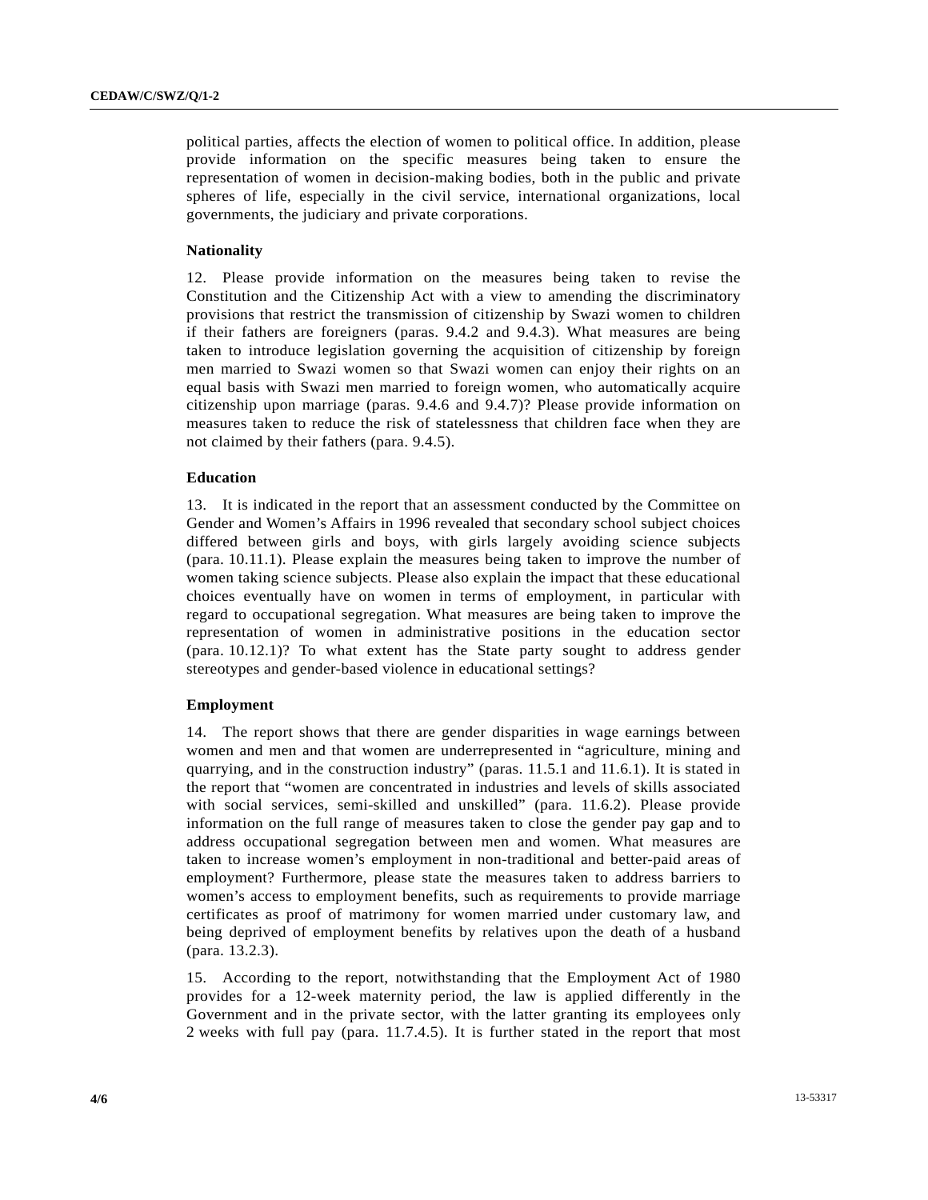political parties, affects the election of women to political office. In addition, please provide information on the specific measures being taken to ensure the representation of women in decision-making bodies, both in the public and private spheres of life, especially in the civil service, international organizations, local governments, the judiciary and private corporations.

### Nationality

12. Please provide information on the measures being taken to revise the Constitution and the Citizenship Act with a view to amending the discriminatory provisions that restrict the transmission of citizenship by Swazi women to children if their fathers are foreigners (paras. 9.4.2 and 9.4.3). What measures are being taken to introduce legislation governing the acquisition of citizenship by foreign men married to Swazi women so that Swazi women can enjoy their rights on an equal basis with Swazi men married to foreign women, who automatically acquire citizenship upon marriage (paras. 9.4.6 and 9.4.7)? Please provide information on measures taken to reduce the risk of statelessness that children face when they are not claimed by their fathers (para. 9.4.5).

### Education

13. It is indicated in the report that an assessment conducted by the Committee on Gender and Women's Affairs in 1996 revealed that secondary school subject choices differed between girls and boys, with girls largely avoiding science subjects (para. 10.11.1). Please explain the measures being taken to improve the number of women taking science subjects. Please also explain the impact that these educational choices eventually have on women in terms of employment, in particular with regard to occupational segregation. What measures are being taken to improve the representation of women in administrative positions in the education sector (para. 10.12.1)? To what extent has the State party sought to address gender stereotypes and gender-based violence in educational settings?

### Employment

14. The report shows that there are gender disparities in wage earnings between women and men and that women are underrepresented in "agriculture, mining and quarrying, and in the construction industry" (paras. 11.5.1 and 11.6.1). It is stated in the report that "women are concentrated in industries and levels of skills associated with social services, semi-skilled and unskilled" (para. 11.6.2). Please provide information on the full range of measures taken to close the gender pay gap and to address occupational segregation between men and women. What measures are taken to increase women's employment in non-traditional and better-paid areas of employment? Furthermore, please state the measures taken to address barriers to women's access to employment benefits, such as requirements to provide marriage certificates as proof of matrimony for women married under customary law, and being deprived of employment benefits by relatives upon the death of a husband (para. 13.2.3).

15. According to the report, notwithstanding that the Employment Act of 1980 provides for a 12-week maternity period, the law is applied differently in the Government and in the private sector, with the latter granting its employees only 2 weeks with full pay (para. 11.7.4.5). It is further stated in the report that most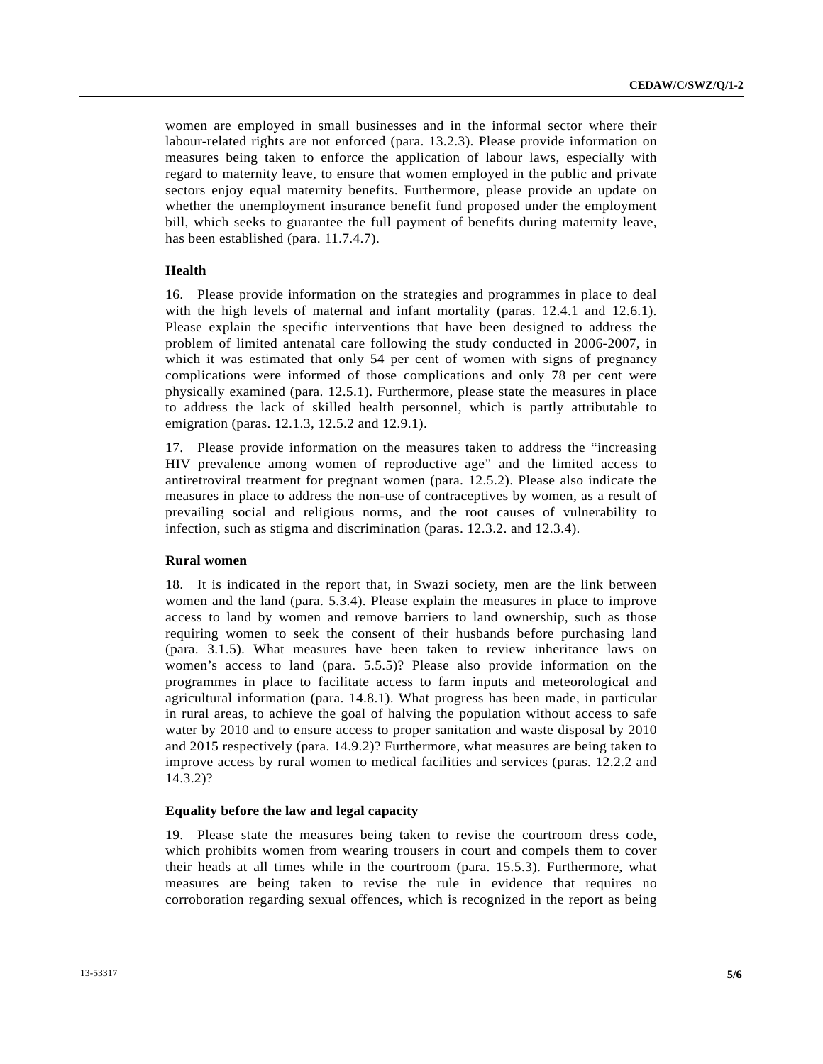women are employed in small businesses and in the informal sector where their labour-related rights are not enforced (para. 13.2.3). Please provide information on measures being taken to enforce the application of labour laws, especially with regard to maternity leave, to ensure that women employed in the public and private sectors enjoy equal maternity benefits. Furthermore, please provide an update on whether the unemployment insurance benefit fund proposed under the employment bill, which seeks to guarantee the full payment of benefits during maternity leave, has been established (para. 11.7.4.7).

### Health

16. Please provide information on the strategies and programmes in place to deal with the high levels of maternal and infant mortality (paras. 12.4.1 and 12.6.1). Please explain the specific interventions that have been designed to address the problem of limited antenatal care following the study conducted in 2006-2007, in which it was estimated that only 54 per cent of women with signs of pregnancy complications were informed of those complications and only 78 per cent were physically examined (para. 12.5.1). Furthermore, please state the measures in place to address the lack of skilled health personnel, which is partly attributable to emigration (paras. 12.1.3, 12.5.2 and 12.9.1).

17. Please provide information on the measures taken to address the "increasing HIV prevalence among women of reproductive age" and the limited access to antiretroviral treatment for pregnant women (para. 12.5.2). Please also indicate the measures in place to address the non-use of contraceptives by women, as a result of prevailing social and religious norms, and the root causes of vulnerability to infection, such as stigma and discrimination (paras. 12.3.2. and 12.3.4).

### Rural women

18. It is indicated in the report that, in Swazi society, men are the link between women and the land (para. 5.3.4). Please explain the measures in place to improve access to land by women and remove barriers to land ownership, such as those requiring women to seek the consent of their husbands before purchasing land (para. 3.1.5). What measures have been taken to review inheritance laws on women's access to land (para. 5.5.5)? Please also provide information on the programmes in place to facilitate access to farm inputs and meteorological and agricultural information (para. 14.8.1). What progress has been made, in particular in rural areas, to achieve the goal of halving the population without access to safe water by 2010 and to ensure access to proper sanitation and waste disposal by 2010 and 2015 respectively (para. 14.9.2)? Furthermore, what measures are being taken to improve access by rural women to medical facilities and services (paras. 12.2.2 and 14.3.2)?

### Equality before the law and legal capacity

19. Please state the measures being taken to revise the courtroom dress code, which prohibits women from wearing trousers in court and compels them to cover their heads at all times while in the courtroom (para. 15.5.3). Furthermore, what measures are being taken to revise the rule in evidence that requires no corroboration regarding sexual offences, which is recognized in the report as being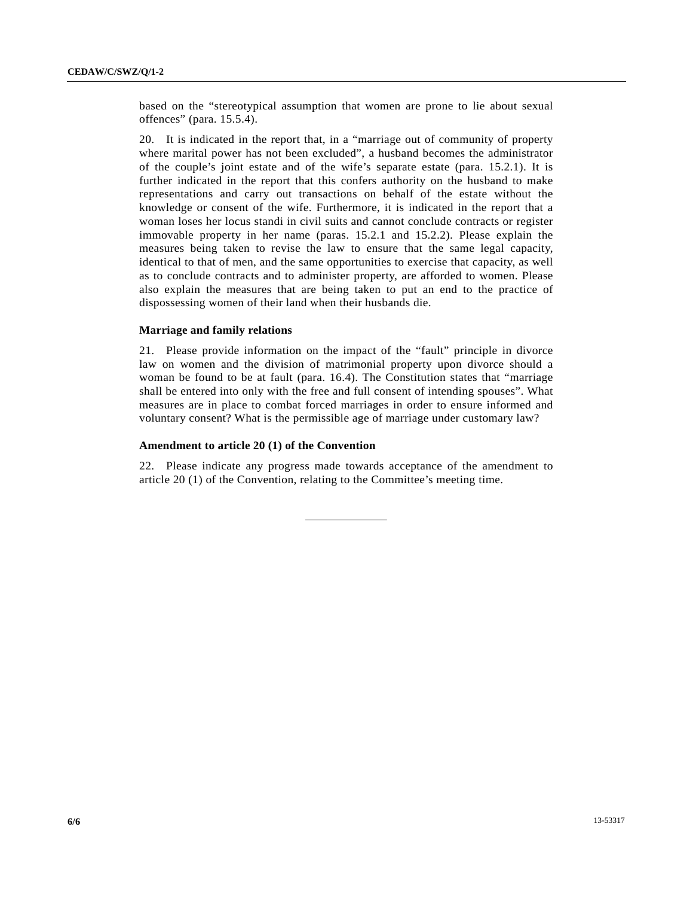based on the “stereotypical assumption that women are prone to lie about sexual offences” (para. 15.5.4).

20. It is indicated in the report that, in a “marriage out of community of property where marital power has not been excluded”, a husband becomes the administrator of the couple’s joint estate and of the wife’s separate estate (para. 15.2.1). It is further indicated in the report that this confers authority on the husband to make representations and carry out transactions on behalf of the estate without the knowledge or consent of the wife. Furthermore, it is indicated in the report that a woman loses her locus standi in civil suits and cannot conclude contracts or register immovable property in her name (paras. 15.2.1 and 15.2.2). Please explain the measures being taken to revise the law to ensure that the same legal capacity, identical to that of men, and the same opportunities to exercise that capacity, as well as to conclude contracts and to administer property, are afforded to women. Please also explain the measures that are being taken to put an end to the practice of dispossessing women of their land when their husbands die.

### Marriage and family relations

21. Please provide information on the impact of the “fault” principle in divorce law on women and the division of matrimonial property upon divorce should a woman be found to be at fault (para. 16.4). The Constitution states that “marriage shall be entered into only with the free and full consent of intending spouses”. What measures are in place to combat forced marriages in order to ensure informed and voluntary consent? What is the permissible age of marriage under customary law?

### Amendment to article 20 (1) of the Convention

22. Please indicate any progress made towards acceptance of the amendment to article 20 (1) of the Convention, relating to the Committee’s meeting time.